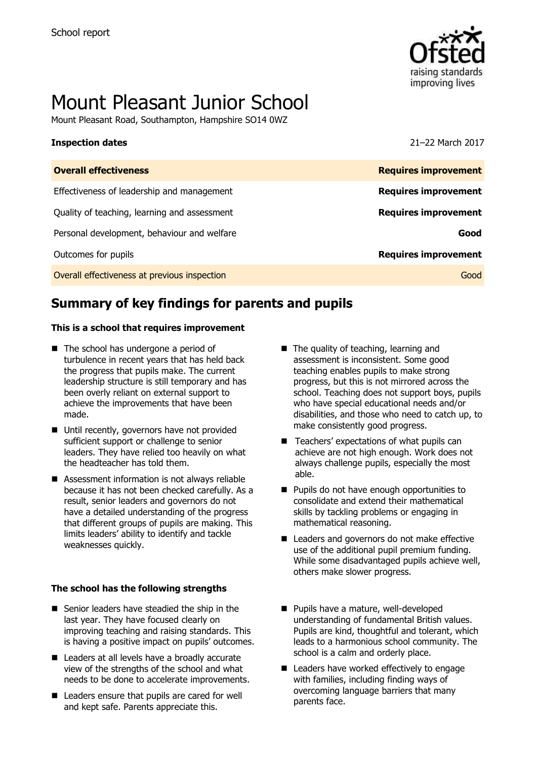School report

# Mount Pleasant Junior School

Mount Pleasant Road, Southampton, Hampshire SO14 0WZ

| **Inspection dates** | 21–22 March 2017 |
| --- | --- |
| **Overall effectiveness** | **Requires improvement** |
| Effectiveness of leadership and management | **Requires improvement** |
| Quality of teaching, learning and assessment | **Requires improvement** |
| Personal development, behaviour and welfare | **Good** |
| Outcomes for pupils | **Requires improvement** |
| Overall effectiveness at previous inspection | Good |

## Summary of key findings for parents and pupils

### This is a school that requires improvement

- The school has undergone a period of turbulence in recent years that has held back the progress that pupils make. The current leadership structure is still temporary and has been overly reliant on external support to achieve the improvements that have been made.
- Until recently, governors have not provided sufficient support or challenge to senior leaders. They have relied too heavily on what the headteacher has told them.
- Assessment information is not always reliable because it has not been checked carefully. As a result, senior leaders and governors do not have a detailed understanding of the progress that different groups of pupils are making. This limits leaders' ability to identify and tackle weaknesses quickly.
- The quality of teaching, learning and assessment is inconsistent. Some good teaching enables pupils to make strong progress, but this is not mirrored across the school. Teaching does not support boys, pupils who have special educational needs and/or disabilities, and those who need to catch up, to make consistently good progress.
- Teachers' expectations of what pupils can achieve are not high enough. Work does not always challenge pupils, especially the most able.
- Pupils do not have enough opportunities to consolidate and extend their mathematical skills by tackling problems or engaging in mathematical reasoning.
- Leaders and governors do not make effective use of the additional pupil premium funding. While some disadvantaged pupils achieve well, others make slower progress.

### The school has the following strengths

- Senior leaders have steadied the ship in the last year. They have focused clearly on improving teaching and raising standards. This is having a positive impact on pupils' outcomes.
- Leaders at all levels have a broadly accurate view of the strengths of the school and what needs to be done to accelerate improvements.
- Leaders ensure that pupils are cared for well and kept safe. Parents appreciate this.
- Pupils have a mature, well-developed understanding of fundamental British values. Pupils are kind, thoughtful and tolerant, which leads to a harmonious school community. The school is a calm and orderly place.
- Leaders have worked effectively to engage with families, including finding ways of overcoming language barriers that many parents face.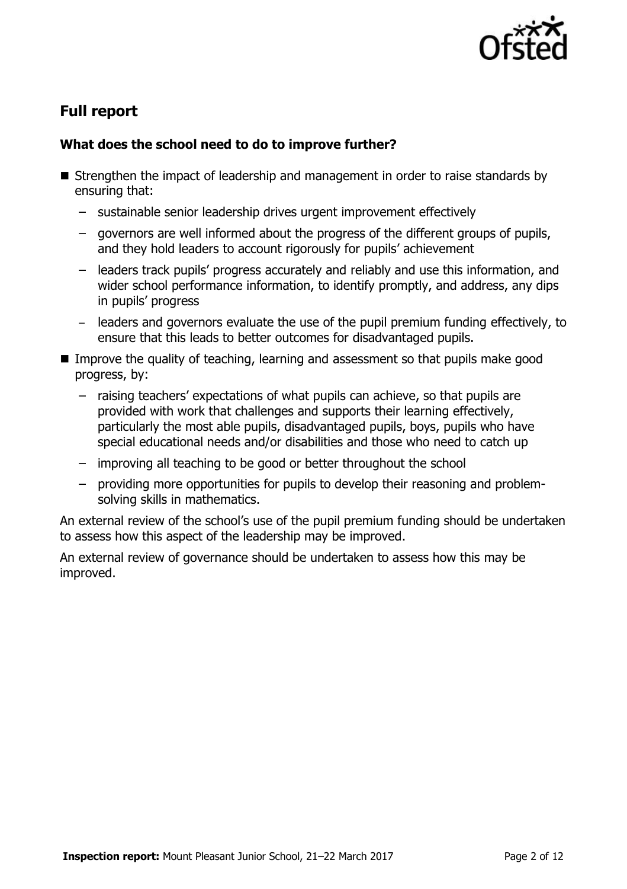## Full report

### What does the school need to do to improve further?

- Strengthen the impact of leadership and management in order to raise standards by ensuring that:
  - sustainable senior leadership drives urgent improvement effectively
  - governors are well informed about the progress of the different groups of pupils, and they hold leaders to account rigorously for pupils' achievement
  - leaders track pupils' progress accurately and reliably and use this information, and wider school performance information, to identify promptly, and address, any dips in pupils' progress
  - leaders and governors evaluate the use of the pupil premium funding effectively, to ensure that this leads to better outcomes for disadvantaged pupils.
- Improve the quality of teaching, learning and assessment so that pupils make good progress, by:
  - raising teachers' expectations of what pupils can achieve, so that pupils are provided with work that challenges and supports their learning effectively, particularly the most able pupils, disadvantaged pupils, boys, pupils who have special educational needs and/or disabilities and those who need to catch up
  - improving all teaching to be good or better throughout the school
  - providing more opportunities for pupils to develop their reasoning and problem-solving skills in mathematics.

An external review of the school's use of the pupil premium funding should be undertaken to assess how this aspect of the leadership may be improved.

An external review of governance should be undertaken to assess how this may be improved.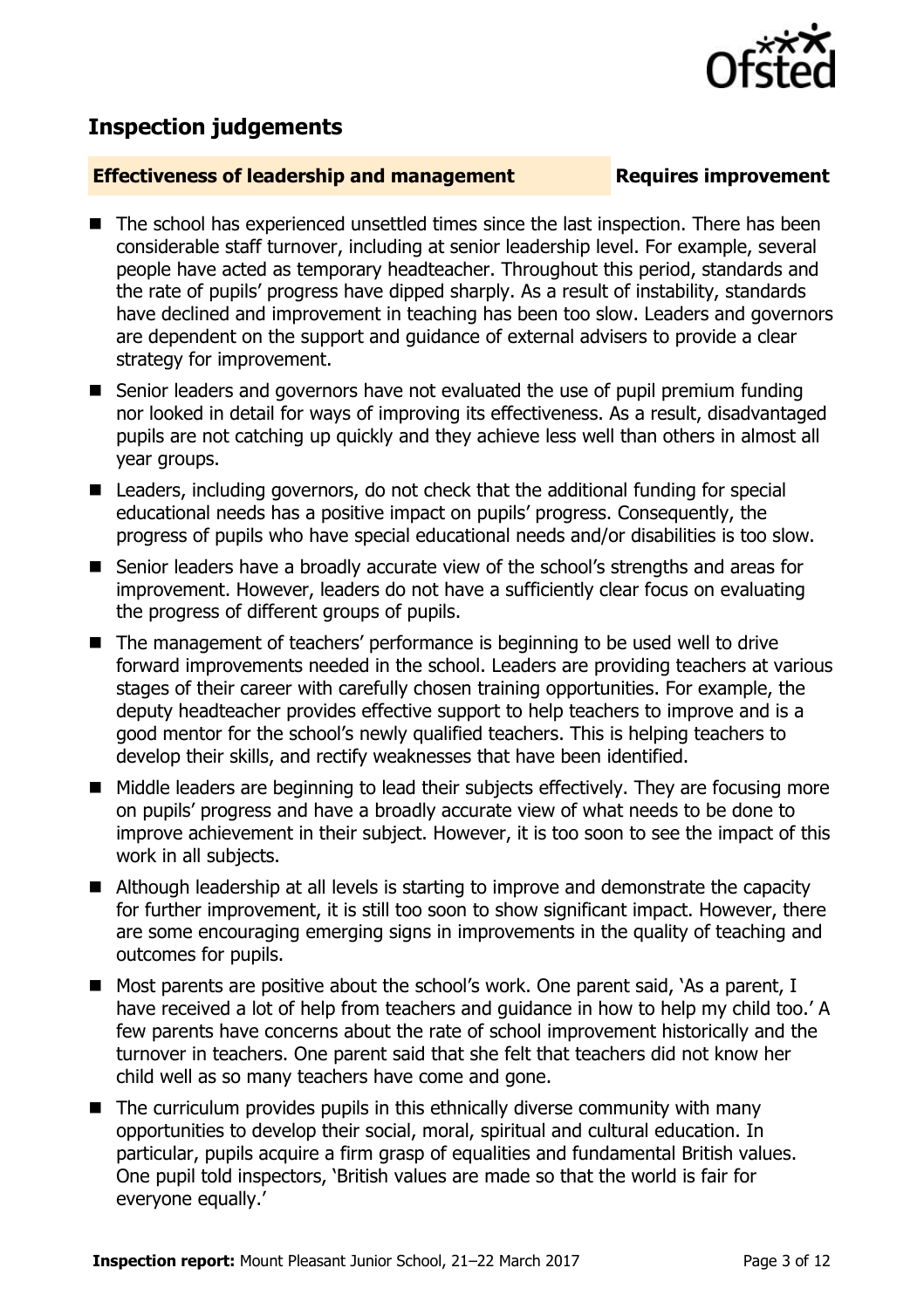## Inspection judgements

**Effectiveness of leadership and management** **Requires improvement**

- The school has experienced unsettled times since the last inspection. There has been considerable staff turnover, including at senior leadership level. For example, several people have acted as temporary headteacher. Throughout this period, standards and the rate of pupils' progress have dipped sharply. As a result of instability, standards have declined and improvement in teaching has been too slow. Leaders and governors are dependent on the support and guidance of external advisers to provide a clear strategy for improvement.
- Senior leaders and governors have not evaluated the use of pupil premium funding nor looked in detail for ways of improving its effectiveness. As a result, disadvantaged pupils are not catching up quickly and they achieve less well than others in almost all year groups.
- Leaders, including governors, do not check that the additional funding for special educational needs has a positive impact on pupils' progress. Consequently, the progress of pupils who have special educational needs and/or disabilities is too slow.
- Senior leaders have a broadly accurate view of the school's strengths and areas for improvement. However, leaders do not have a sufficiently clear focus on evaluating the progress of different groups of pupils.
- The management of teachers' performance is beginning to be used well to drive forward improvements needed in the school. Leaders are providing teachers at various stages of their career with carefully chosen training opportunities. For example, the deputy headteacher provides effective support to help teachers to improve and is a good mentor for the school's newly qualified teachers. This is helping teachers to develop their skills, and rectify weaknesses that have been identified.
- Middle leaders are beginning to lead their subjects effectively. They are focusing more on pupils' progress and have a broadly accurate view of what needs to be done to improve achievement in their subject. However, it is too soon to see the impact of this work in all subjects.
- Although leadership at all levels is starting to improve and demonstrate the capacity for further improvement, it is still too soon to show significant impact. However, there are some encouraging emerging signs in improvements in the quality of teaching and outcomes for pupils.
- Most parents are positive about the school's work. One parent said, 'As a parent, I have received a lot of help from teachers and guidance in how to help my child too.' A few parents have concerns about the rate of school improvement historically and the turnover in teachers. One parent said that she felt that teachers did not know her child well as so many teachers have come and gone.
- The curriculum provides pupils in this ethnically diverse community with many opportunities to develop their social, moral, spiritual and cultural education. In particular, pupils acquire a firm grasp of equalities and fundamental British values. One pupil told inspectors, 'British values are made so that the world is fair for everyone equally.'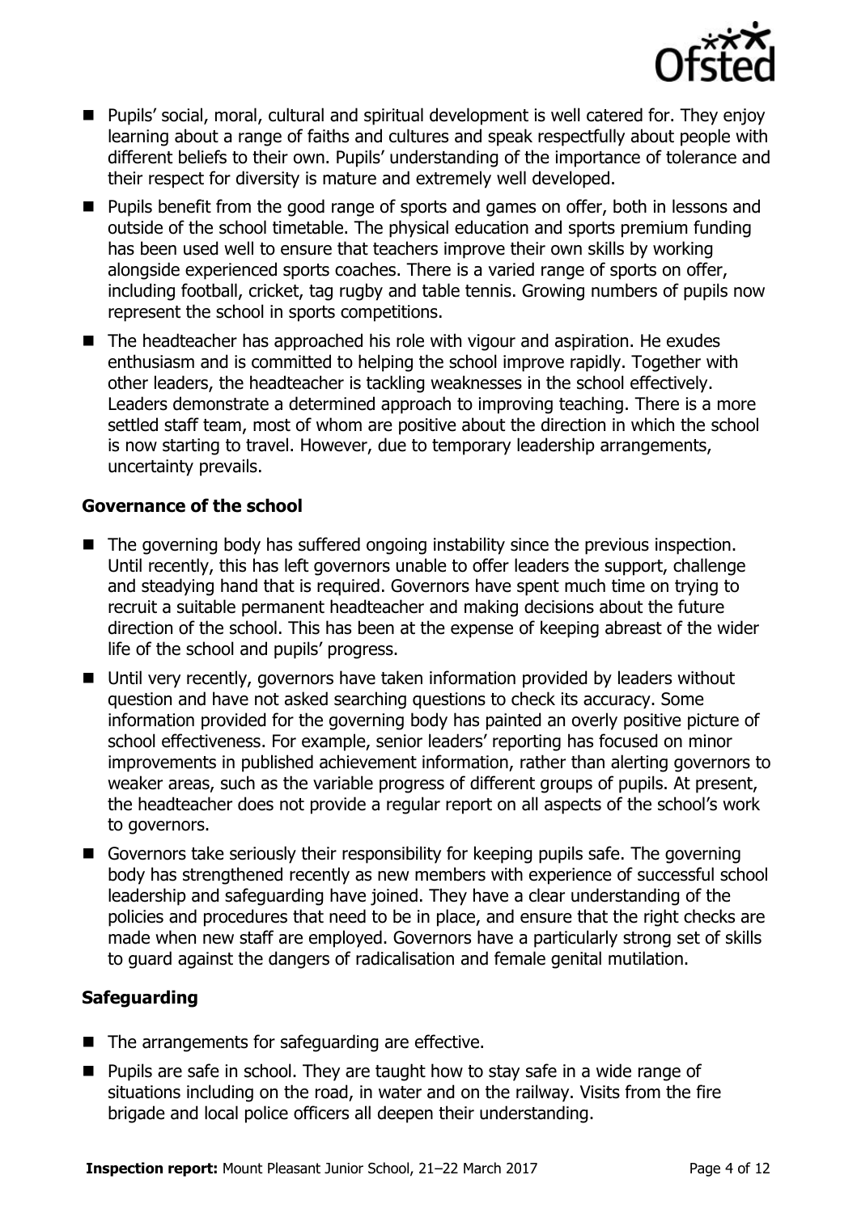- Pupils' social, moral, cultural and spiritual development is well catered for. They enjoy learning about a range of faiths and cultures and speak respectfully about people with different beliefs to their own. Pupils' understanding of the importance of tolerance and their respect for diversity is mature and extremely well developed.
- Pupils benefit from the good range of sports and games on offer, both in lessons and outside of the school timetable. The physical education and sports premium funding has been used well to ensure that teachers improve their own skills by working alongside experienced sports coaches. There is a varied range of sports on offer, including football, cricket, tag rugby and table tennis. Growing numbers of pupils now represent the school in sports competitions.
- The headteacher has approached his role with vigour and aspiration. He exudes enthusiasm and is committed to helping the school improve rapidly. Together with other leaders, the headteacher is tackling weaknesses in the school effectively. Leaders demonstrate a determined approach to improving teaching. There is a more settled staff team, most of whom are positive about the direction in which the school is now starting to travel. However, due to temporary leadership arrangements, uncertainty prevails.

### Governance of the school

- The governing body has suffered ongoing instability since the previous inspection. Until recently, this has left governors unable to offer leaders the support, challenge and steadying hand that is required. Governors have spent much time on trying to recruit a suitable permanent headteacher and making decisions about the future direction of the school. This has been at the expense of keeping abreast of the wider life of the school and pupils' progress.
- Until very recently, governors have taken information provided by leaders without question and have not asked searching questions to check its accuracy. Some information provided for the governing body has painted an overly positive picture of school effectiveness. For example, senior leaders' reporting has focused on minor improvements in published achievement information, rather than alerting governors to weaker areas, such as the variable progress of different groups of pupils. At present, the headteacher does not provide a regular report on all aspects of the school's work to governors.
- Governors take seriously their responsibility for keeping pupils safe. The governing body has strengthened recently as new members with experience of successful school leadership and safeguarding have joined. They have a clear understanding of the policies and procedures that need to be in place, and ensure that the right checks are made when new staff are employed. Governors have a particularly strong set of skills to guard against the dangers of radicalisation and female genital mutilation.

### Safeguarding

- The arrangements for safeguarding are effective.
- Pupils are safe in school. They are taught how to stay safe in a wide range of situations including on the road, in water and on the railway. Visits from the fire brigade and local police officers all deepen their understanding.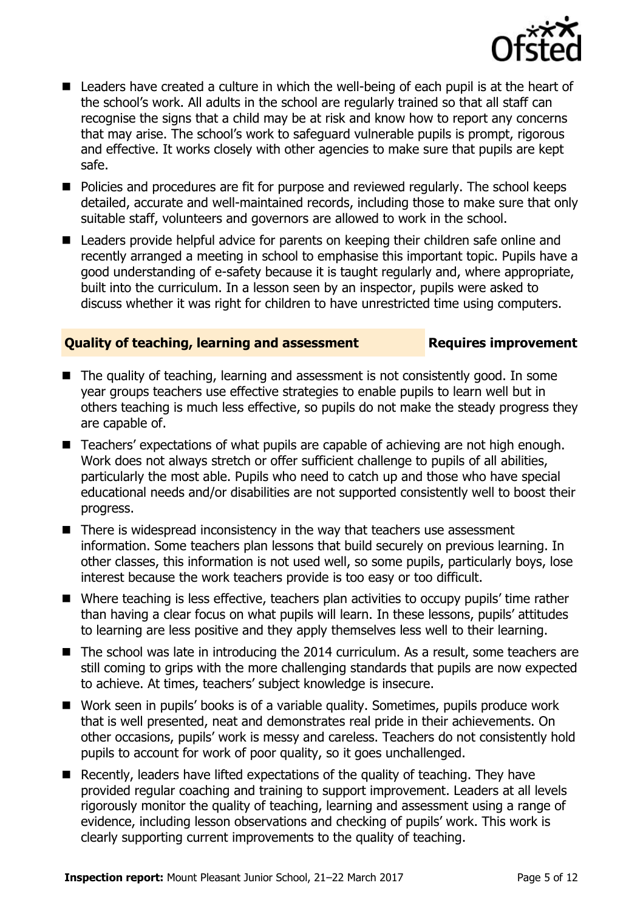- Leaders have created a culture in which the well-being of each pupil is at the heart of the school's work. All adults in the school are regularly trained so that all staff can recognise the signs that a child may be at risk and know how to report any concerns that may arise. The school's work to safeguard vulnerable pupils is prompt, rigorous and effective. It works closely with other agencies to make sure that pupils are kept safe.
- Policies and procedures are fit for purpose and reviewed regularly. The school keeps detailed, accurate and well-maintained records, including those to make sure that only suitable staff, volunteers and governors are allowed to work in the school.
- Leaders provide helpful advice for parents on keeping their children safe online and recently arranged a meeting in school to emphasise this important topic. Pupils have a good understanding of e-safety because it is taught regularly and, where appropriate, built into the curriculum. In a lesson seen by an inspector, pupils were asked to discuss whether it was right for children to have unrestricted time using computers.

### Quality of teaching, learning and assessment — Requires improvement

- The quality of teaching, learning and assessment is not consistently good. In some year groups teachers use effective strategies to enable pupils to learn well but in others teaching is much less effective, so pupils do not make the steady progress they are capable of.
- Teachers' expectations of what pupils are capable of achieving are not high enough. Work does not always stretch or offer sufficient challenge to pupils of all abilities, particularly the most able. Pupils who need to catch up and those who have special educational needs and/or disabilities are not supported consistently well to boost their progress.
- There is widespread inconsistency in the way that teachers use assessment information. Some teachers plan lessons that build securely on previous learning. In other classes, this information is not used well, so some pupils, particularly boys, lose interest because the work teachers provide is too easy or too difficult.
- Where teaching is less effective, teachers plan activities to occupy pupils' time rather than having a clear focus on what pupils will learn. In these lessons, pupils' attitudes to learning are less positive and they apply themselves less well to their learning.
- The school was late in introducing the 2014 curriculum. As a result, some teachers are still coming to grips with the more challenging standards that pupils are now expected to achieve. At times, teachers' subject knowledge is insecure.
- Work seen in pupils' books is of a variable quality. Sometimes, pupils produce work that is well presented, neat and demonstrates real pride in their achievements. On other occasions, pupils' work is messy and careless. Teachers do not consistently hold pupils to account for work of poor quality, so it goes unchallenged.
- Recently, leaders have lifted expectations of the quality of teaching. They have provided regular coaching and training to support improvement. Leaders at all levels rigorously monitor the quality of teaching, learning and assessment using a range of evidence, including lesson observations and checking of pupils' work. This work is clearly supporting current improvements to the quality of teaching.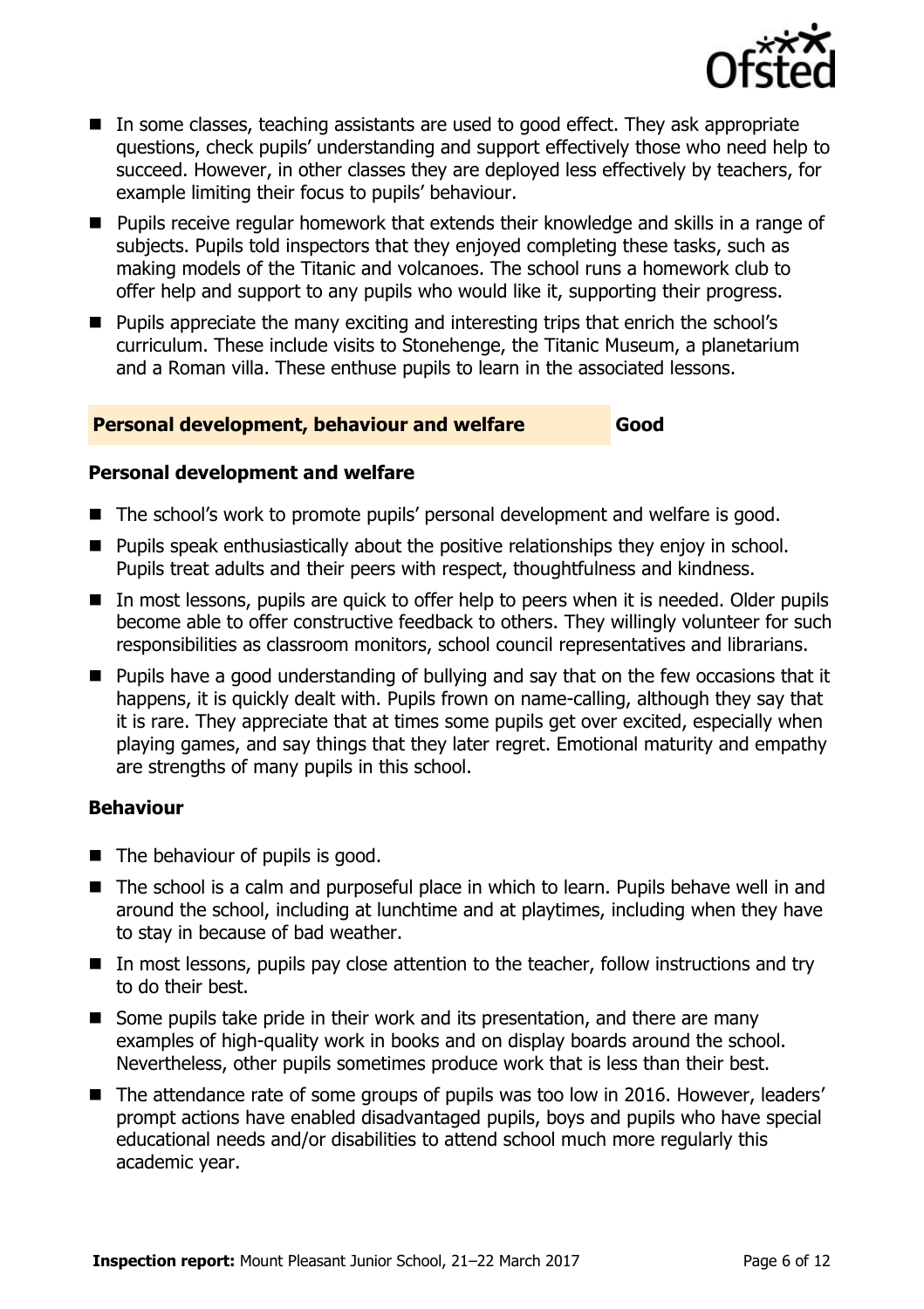- In some classes, teaching assistants are used to good effect. They ask appropriate questions, check pupils' understanding and support effectively those who need help to succeed. However, in other classes they are deployed less effectively by teachers, for example limiting their focus to pupils' behaviour.
- Pupils receive regular homework that extends their knowledge and skills in a range of subjects. Pupils told inspectors that they enjoyed completing these tasks, such as making models of the Titanic and volcanoes. The school runs a homework club to offer help and support to any pupils who would like it, supporting their progress.
- Pupils appreciate the many exciting and interesting trips that enrich the school's curriculum. These include visits to Stonehenge, the Titanic Museum, a planetarium and a Roman villa. These enthuse pupils to learn in the associated lessons.

## Personal development, behaviour and welfare — Good

### Personal development and welfare

- The school's work to promote pupils' personal development and welfare is good.
- Pupils speak enthusiastically about the positive relationships they enjoy in school. Pupils treat adults and their peers with respect, thoughtfulness and kindness.
- In most lessons, pupils are quick to offer help to peers when it is needed. Older pupils become able to offer constructive feedback to others. They willingly volunteer for such responsibilities as classroom monitors, school council representatives and librarians.
- Pupils have a good understanding of bullying and say that on the few occasions that it happens, it is quickly dealt with. Pupils frown on name-calling, although they say that it is rare. They appreciate that at times some pupils get over excited, especially when playing games, and say things that they later regret. Emotional maturity and empathy are strengths of many pupils in this school.

### Behaviour

- The behaviour of pupils is good.
- The school is a calm and purposeful place in which to learn. Pupils behave well in and around the school, including at lunchtime and at playtimes, including when they have to stay in because of bad weather.
- In most lessons, pupils pay close attention to the teacher, follow instructions and try to do their best.
- Some pupils take pride in their work and its presentation, and there are many examples of high-quality work in books and on display boards around the school. Nevertheless, other pupils sometimes produce work that is less than their best.
- The attendance rate of some groups of pupils was too low in 2016. However, leaders' prompt actions have enabled disadvantaged pupils, boys and pupils who have special educational needs and/or disabilities to attend school much more regularly this academic year.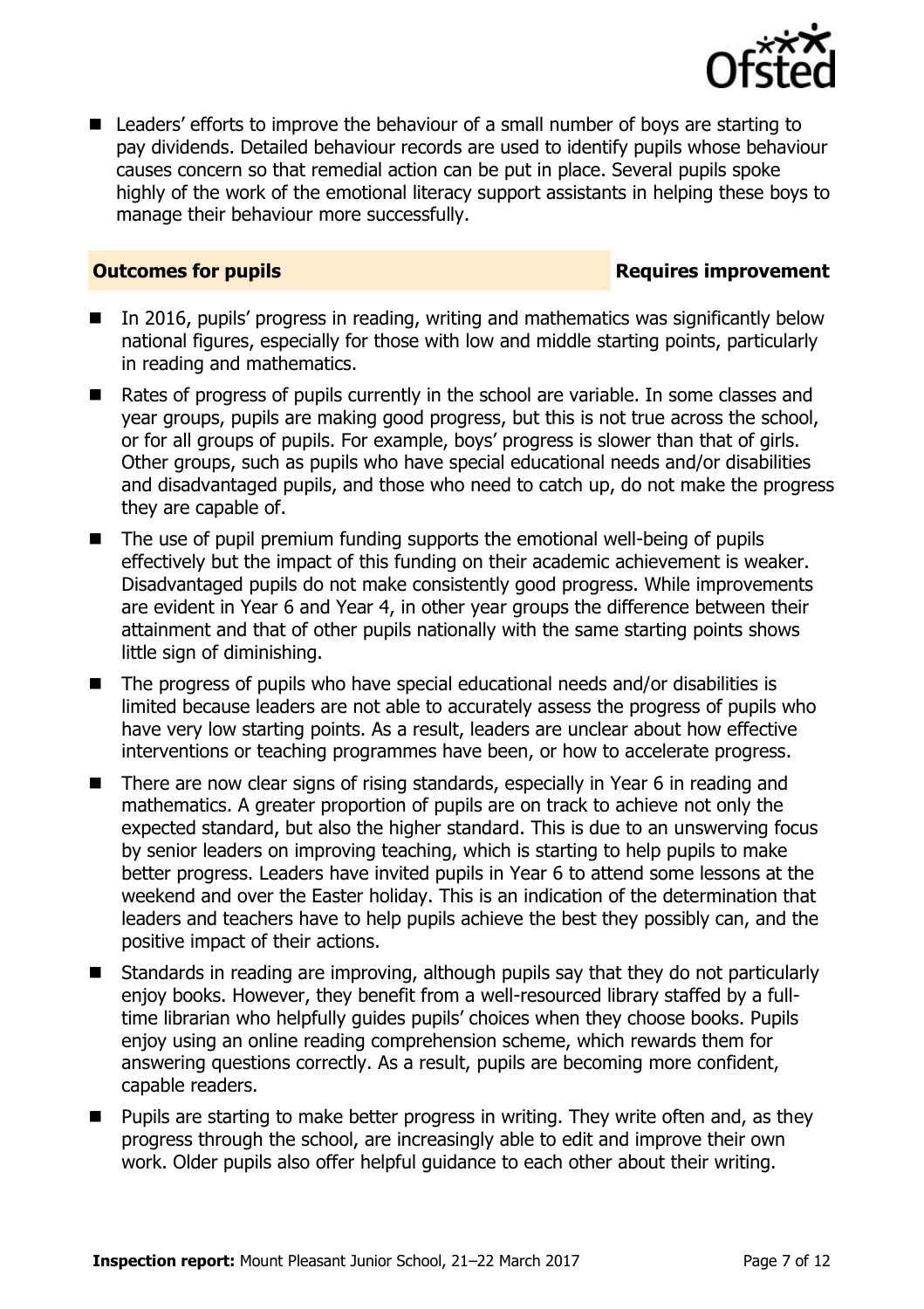- Leaders' efforts to improve the behaviour of a small number of boys are starting to pay dividends. Detailed behaviour records are used to identify pupils whose behaviour causes concern so that remedial action can be put in place. Several pupils spoke highly of the work of the emotional literacy support assistants in helping these boys to manage their behaviour more successfully.

## Outcomes for pupils — Requires improvement

- In 2016, pupils' progress in reading, writing and mathematics was significantly below national figures, especially for those with low and middle starting points, particularly in reading and mathematics.
- Rates of progress of pupils currently in the school are variable. In some classes and year groups, pupils are making good progress, but this is not true across the school, or for all groups of pupils. For example, boys' progress is slower than that of girls. Other groups, such as pupils who have special educational needs and/or disabilities and disadvantaged pupils, and those who need to catch up, do not make the progress they are capable of.
- The use of pupil premium funding supports the emotional well-being of pupils effectively but the impact of this funding on their academic achievement is weaker. Disadvantaged pupils do not make consistently good progress. While improvements are evident in Year 6 and Year 4, in other year groups the difference between their attainment and that of other pupils nationally with the same starting points shows little sign of diminishing.
- The progress of pupils who have special educational needs and/or disabilities is limited because leaders are not able to accurately assess the progress of pupils who have very low starting points. As a result, leaders are unclear about how effective interventions or teaching programmes have been, or how to accelerate progress.
- There are now clear signs of rising standards, especially in Year 6 in reading and mathematics. A greater proportion of pupils are on track to achieve not only the expected standard, but also the higher standard. This is due to an unswerving focus by senior leaders on improving teaching, which is starting to help pupils to make better progress. Leaders have invited pupils in Year 6 to attend some lessons at the weekend and over the Easter holiday. This is an indication of the determination that leaders and teachers have to help pupils achieve the best they possibly can, and the positive impact of their actions.
- Standards in reading are improving, although pupils say that they do not particularly enjoy books. However, they benefit from a well-resourced library staffed by a full-time librarian who helpfully guides pupils' choices when they choose books. Pupils enjoy using an online reading comprehension scheme, which rewards them for answering questions correctly. As a result, pupils are becoming more confident, capable readers.
- Pupils are starting to make better progress in writing. They write often and, as they progress through the school, are increasingly able to edit and improve their own work. Older pupils also offer helpful guidance to each other about their writing.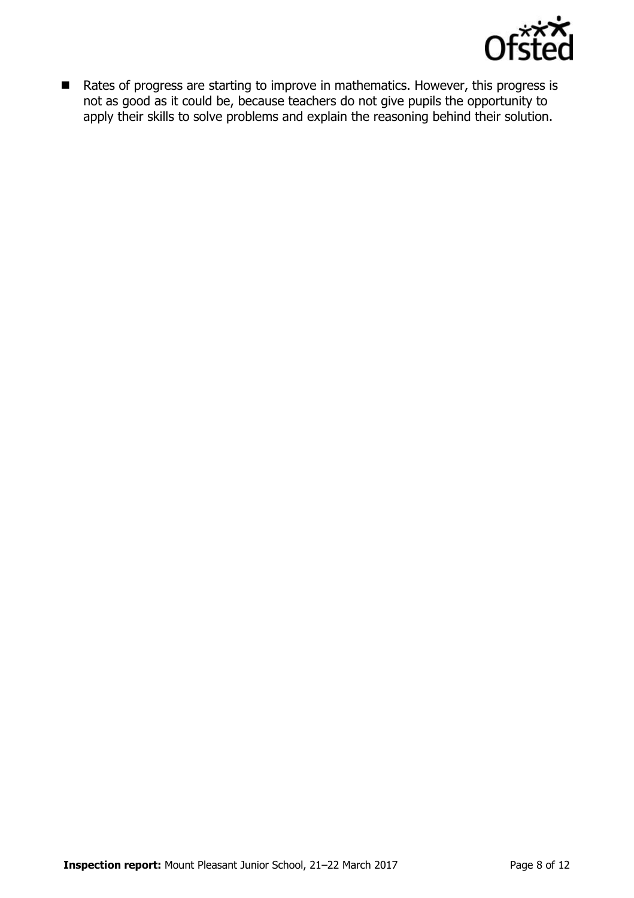- Rates of progress are starting to improve in mathematics. However, this progress is not as good as it could be, because teachers do not give pupils the opportunity to apply their skills to solve problems and explain the reasoning behind their solution.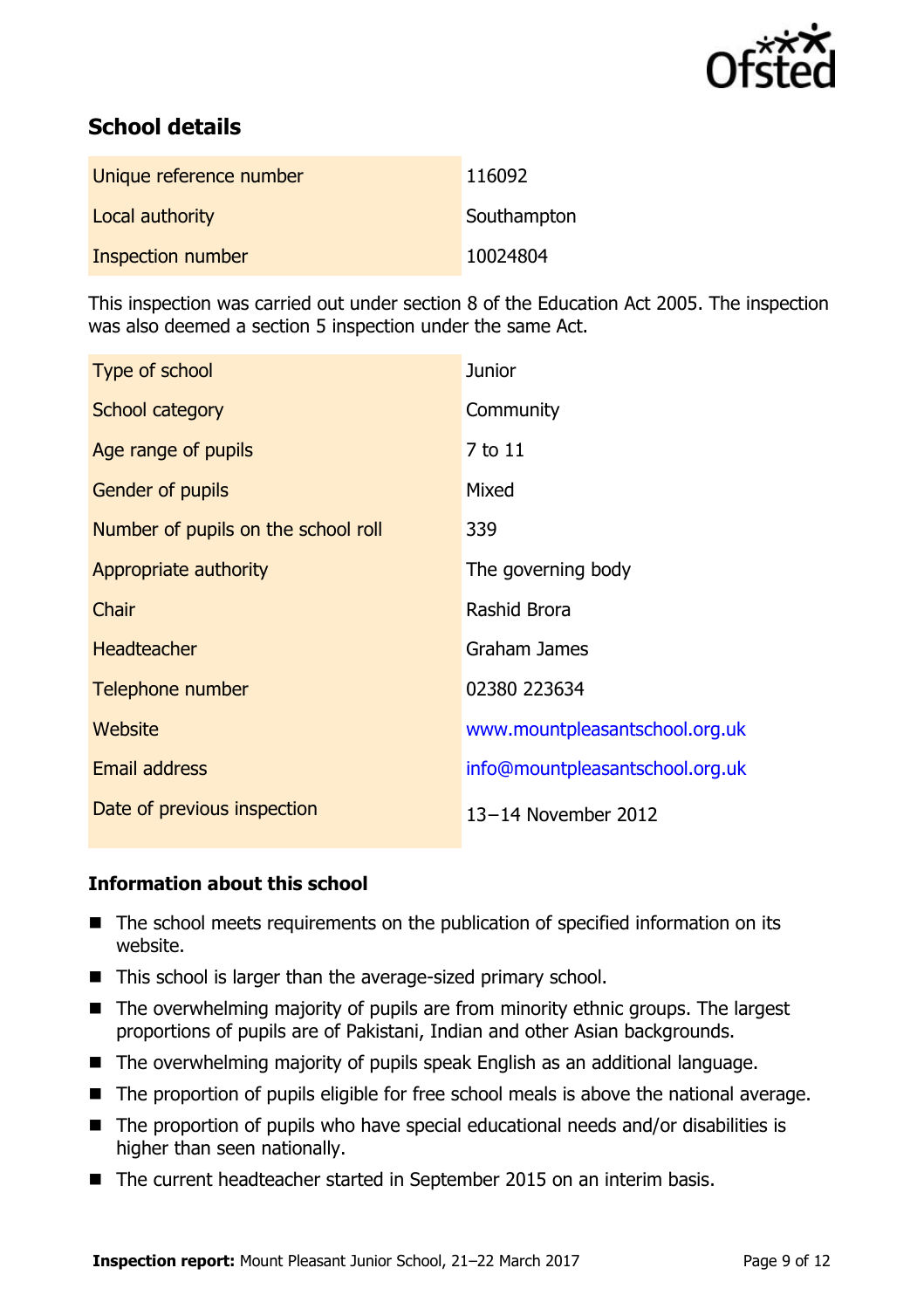## School details

| | |
|---|---|
| Unique reference number | 116092 |
| Local authority | Southampton |
| Inspection number | 10024804 |

This inspection was carried out under section 8 of the Education Act 2005. The inspection was also deemed a section 5 inspection under the same Act.

| | |
|---|---|
| Type of school | Junior |
| School category | Community |
| Age range of pupils | 7 to 11 |
| Gender of pupils | Mixed |
| Number of pupils on the school roll | 339 |
| Appropriate authority | The governing body |
| Chair | Rashid Brora |
| Headteacher | Graham James |
| Telephone number | 02380 223634 |
| Website | www.mountpleasantschool.org.uk |
| Email address | info@mountpleasantschool.org.uk |
| Date of previous inspection | 13–14 November 2012 |

### Information about this school

- The school meets requirements on the publication of specified information on its website.
- This school is larger than the average-sized primary school.
- The overwhelming majority of pupils are from minority ethnic groups. The largest proportions of pupils are of Pakistani, Indian and other Asian backgrounds.
- The overwhelming majority of pupils speak English as an additional language.
- The proportion of pupils eligible for free school meals is above the national average.
- The proportion of pupils who have special educational needs and/or disabilities is higher than seen nationally.
- The current headteacher started in September 2015 on an interim basis.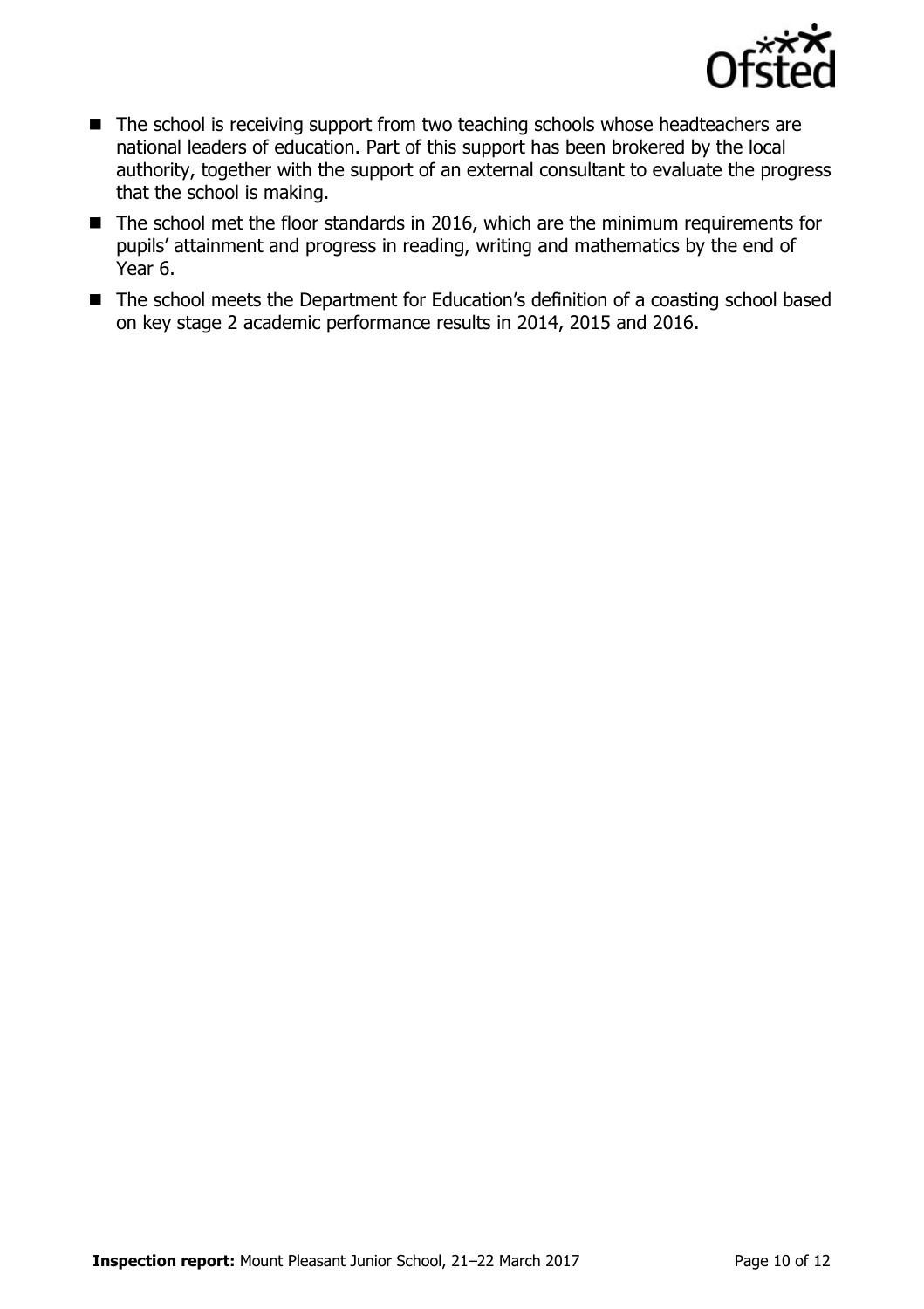- The school is receiving support from two teaching schools whose headteachers are national leaders of education. Part of this support has been brokered by the local authority, together with the support of an external consultant to evaluate the progress that the school is making.
- The school met the floor standards in 2016, which are the minimum requirements for pupils' attainment and progress in reading, writing and mathematics by the end of Year 6.
- The school meets the Department for Education's definition of a coasting school based on key stage 2 academic performance results in 2014, 2015 and 2016.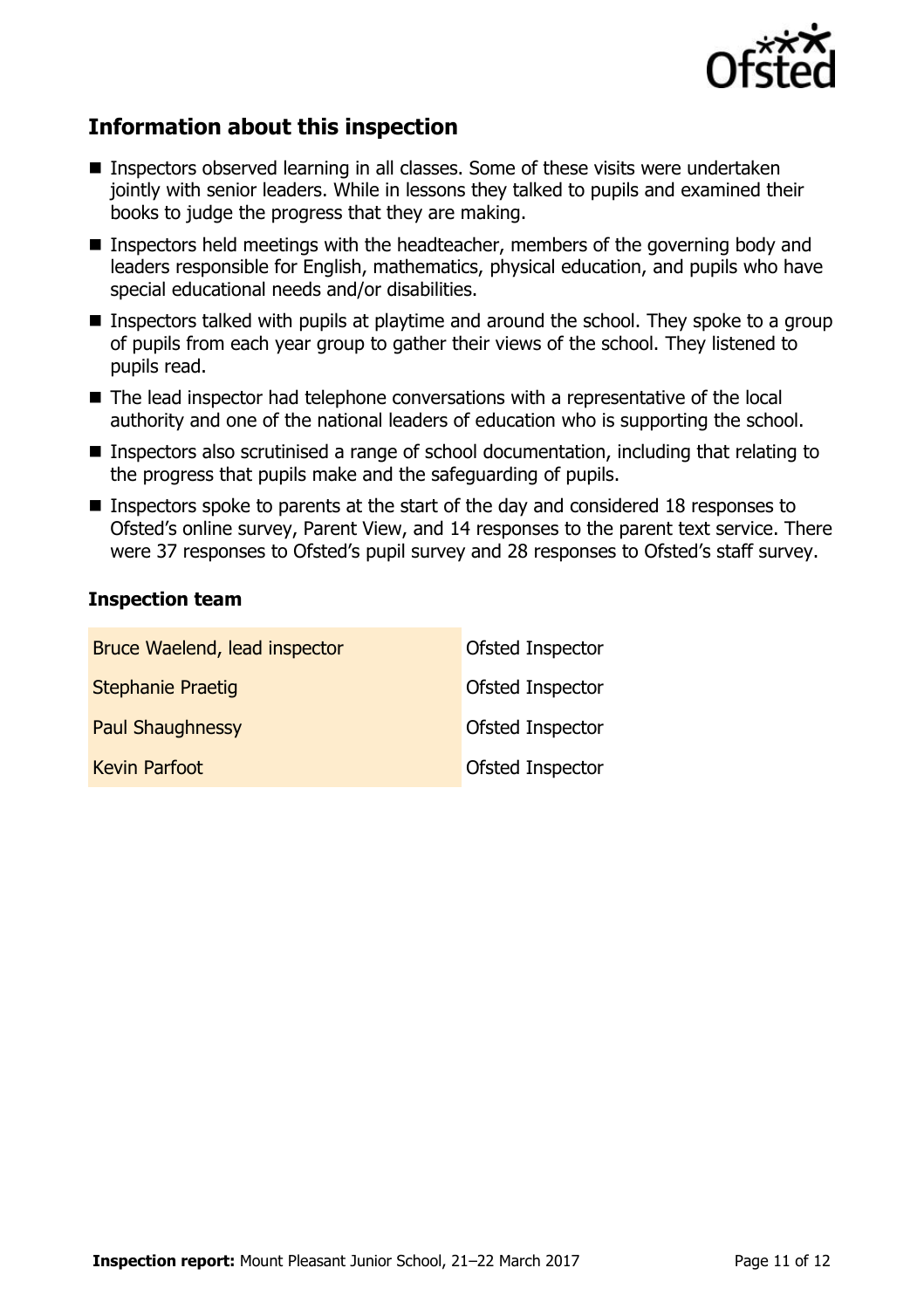## Information about this inspection

- Inspectors observed learning in all classes. Some of these visits were undertaken jointly with senior leaders. While in lessons they talked to pupils and examined their books to judge the progress that they are making.
- Inspectors held meetings with the headteacher, members of the governing body and leaders responsible for English, mathematics, physical education, and pupils who have special educational needs and/or disabilities.
- Inspectors talked with pupils at playtime and around the school. They spoke to a group of pupils from each year group to gather their views of the school. They listened to pupils read.
- The lead inspector had telephone conversations with a representative of the local authority and one of the national leaders of education who is supporting the school.
- Inspectors also scrutinised a range of school documentation, including that relating to the progress that pupils make and the safeguarding of pupils.
- Inspectors spoke to parents at the start of the day and considered 18 responses to Ofsted's online survey, Parent View, and 14 responses to the parent text service. There were 37 responses to Ofsted's pupil survey and 28 responses to Ofsted's staff survey.

### Inspection team

| | |
|---|---|
| Bruce Waelend, lead inspector | Ofsted Inspector |
| Stephanie Praetig | Ofsted Inspector |
| Paul Shaughnessy | Ofsted Inspector |
| Kevin Parfoot | Ofsted Inspector |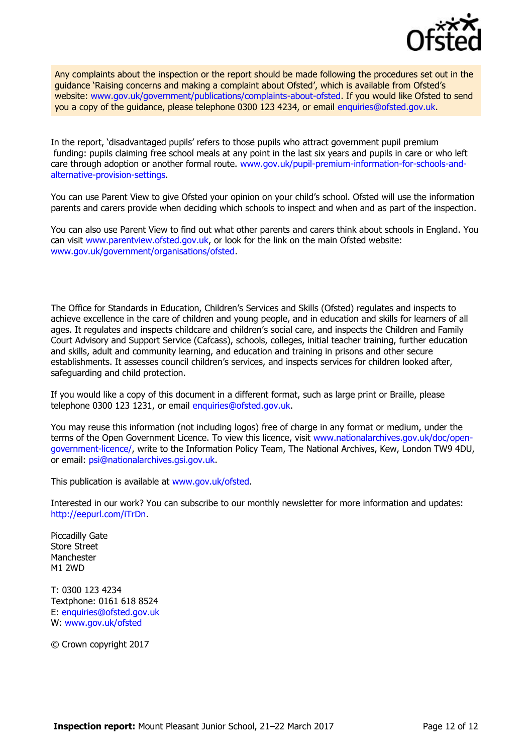Any complaints about the inspection or the report should be made following the procedures set out in the guidance 'Raising concerns and making a complaint about Ofsted', which is available from Ofsted's website: www.gov.uk/government/publications/complaints-about-ofsted. If you would like Ofsted to send you a copy of the guidance, please telephone 0300 123 4234, or email enquiries@ofsted.gov.uk.

In the report, 'disadvantaged pupils' refers to those pupils who attract government pupil premium funding: pupils claiming free school meals at any point in the last six years and pupils in care or who left care through adoption or another formal route. www.gov.uk/pupil-premium-information-for-schools-and-alternative-provision-settings.

You can use Parent View to give Ofsted your opinion on your child's school. Ofsted will use the information parents and carers provide when deciding which schools to inspect and when and as part of the inspection.

You can also use Parent View to find out what other parents and carers think about schools in England. You can visit www.parentview.ofsted.gov.uk, or look for the link on the main Ofsted website: www.gov.uk/government/organisations/ofsted.

The Office for Standards in Education, Children's Services and Skills (Ofsted) regulates and inspects to achieve excellence in the care of children and young people, and in education and skills for learners of all ages. It regulates and inspects childcare and children's social care, and inspects the Children and Family Court Advisory and Support Service (Cafcass), schools, colleges, initial teacher training, further education and skills, adult and community learning, and education and training in prisons and other secure establishments. It assesses council children's services, and inspects services for children looked after, safeguarding and child protection.

If you would like a copy of this document in a different format, such as large print or Braille, please telephone 0300 123 1231, or email enquiries@ofsted.gov.uk.

You may reuse this information (not including logos) free of charge in any format or medium, under the terms of the Open Government Licence. To view this licence, visit www.nationalarchives.gov.uk/doc/open-government-licence/, write to the Information Policy Team, The National Archives, Kew, London TW9 4DU, or email: psi@nationalarchives.gsi.gov.uk.

This publication is available at www.gov.uk/ofsted.

Interested in our work? You can subscribe to our monthly newsletter for more information and updates: http://eepurl.com/iTrDn.

Piccadilly Gate
Store Street
Manchester
M1 2WD

T: 0300 123 4234
Textphone: 0161 618 8524
E: enquiries@ofsted.gov.uk
W: www.gov.uk/ofsted

© Crown copyright 2017